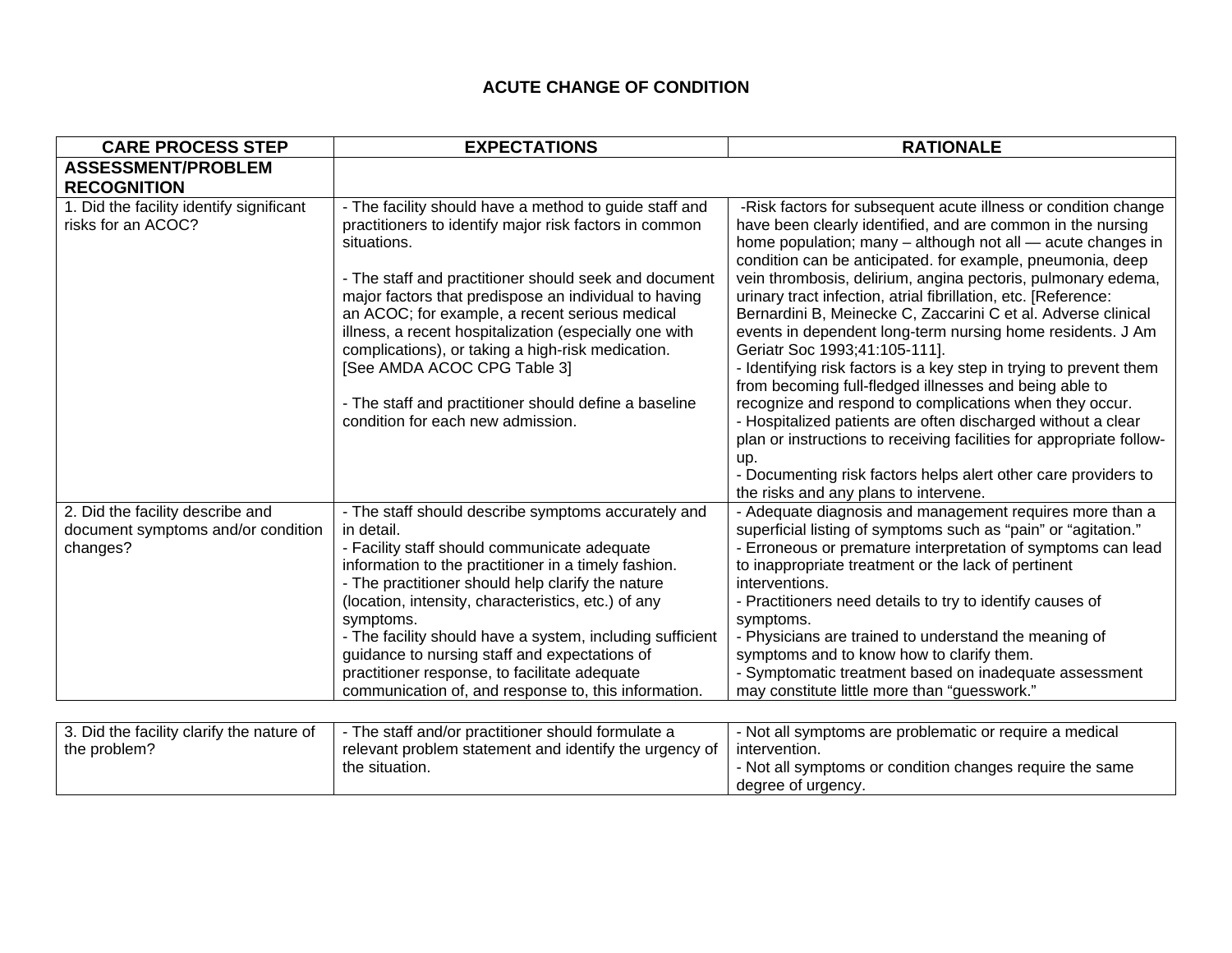# ACUTE CHANGE OF CONDITION

| CARE PROCESS STEP | EXPECTATIONS | RATIONALE |
|---|---|---|
| **ASSESSMENT/PROBLEM RECOGNITION** | | |
| 1. Did the facility identify significant risks for an ACOC? | - The facility should have a method to guide staff and practitioners to identify major risk factors in common situations.<br><br>- The staff and practitioner should seek and document major factors that predispose an individual to having an ACOC; for example, a recent serious medical illness, a recent hospitalization (especially one with complications), or taking a high-risk medication. [See AMDA ACOC CPG Table 3]<br><br>- The staff and practitioner should define a baseline condition for each new admission. | -Risk factors for subsequent acute illness or condition change have been clearly identified, and are common in the nursing home population; many – although not all — acute changes in condition can be anticipated. for example, pneumonia, deep vein thrombosis, delirium, angina pectoris, pulmonary edema, urinary tract infection, atrial fibrillation, etc. [Reference: Bernardini B, Meinecke C, Zaccarini C et al. Adverse clinical events in dependent long-term nursing home residents. J Am Geriatr Soc 1993;41:105-111].<br>- Identifying risk factors is a key step in trying to prevent them from becoming full-fledged illnesses and being able to recognize and respond to complications when they occur.<br>- Hospitalized patients are often discharged without a clear plan or instructions to receiving facilities for appropriate follow-up.<br>- Documenting risk factors helps alert other care providers to the risks and any plans to intervene. |
| 2. Did the facility describe and document symptoms and/or condition changes? | - The staff should describe symptoms accurately and in detail.<br>- Facility staff should communicate adequate information to the practitioner in a timely fashion.<br>- The practitioner should help clarify the nature (location, intensity, characteristics, etc.) of any symptoms.<br>- The facility should have a system, including sufficient guidance to nursing staff and expectations of practitioner response, to facilitate adequate communication of, and response to, this information. | - Adequate diagnosis and management requires more than a superficial listing of symptoms such as "pain" or "agitation."<br>- Erroneous or premature interpretation of symptoms can lead to inappropriate treatment or the lack of pertinent interventions.<br>- Practitioners need details to try to identify causes of symptoms.<br>- Physicians are trained to understand the meaning of symptoms and to know how to clarify them.<br>- Symptomatic treatment based on inadequate assessment may constitute little more than "guesswork." |
| 3. Did the facility clarify the nature of the problem? | - The staff and/or practitioner should formulate a relevant problem statement and identify the urgency of the situation. | - Not all symptoms are problematic or require a medical intervention.<br>- Not all symptoms or condition changes require the same degree of urgency. |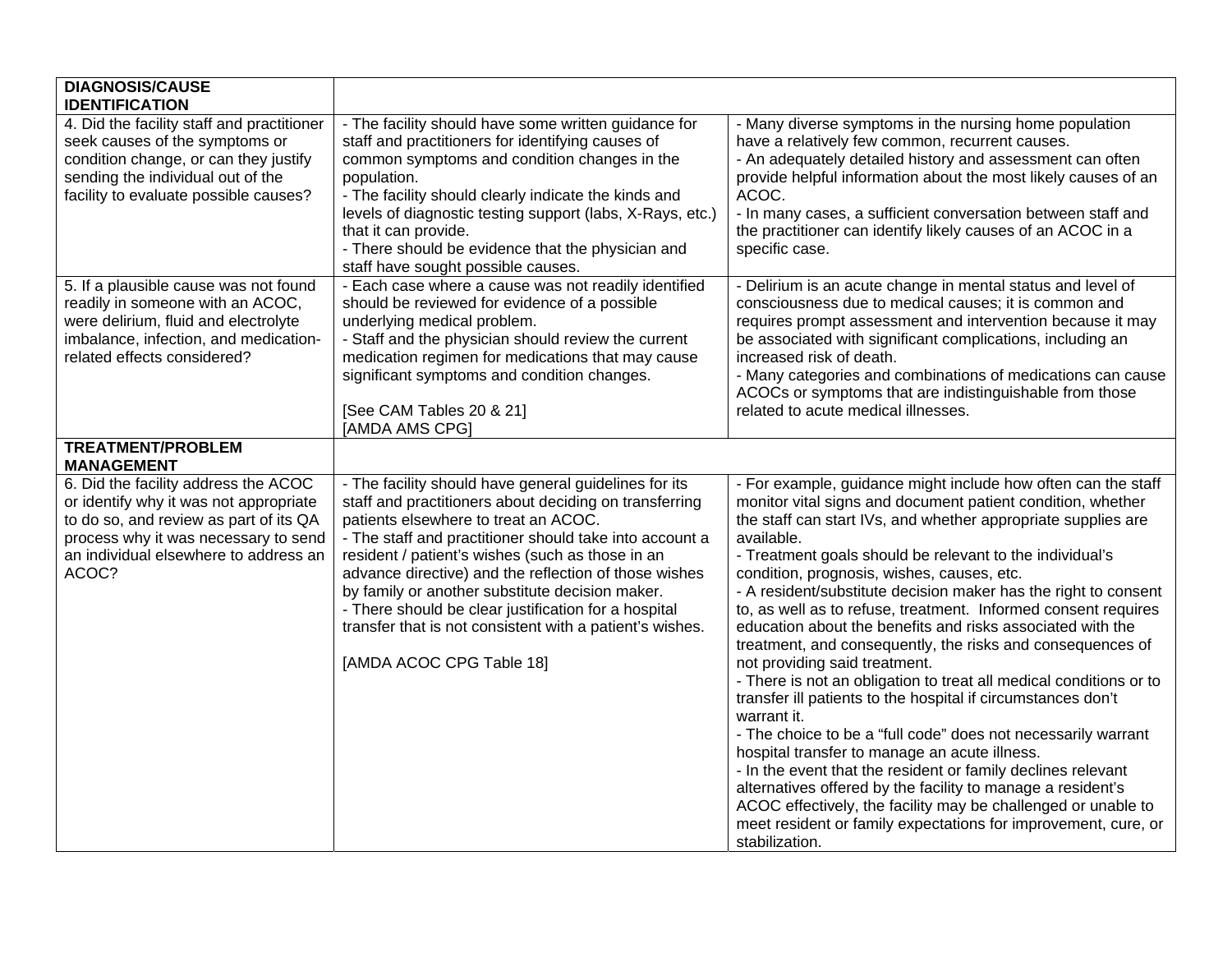| **DIAGNOSIS/CAUSE IDENTIFICATION** | | |
|---|---|---|
| 4. Did the facility staff and practitioner seek causes of the symptoms or condition change, or can they justify sending the individual out of the facility to evaluate possible causes? | - The facility should have some written guidance for staff and practitioners for identifying causes of common symptoms and condition changes in the population.<br>- The facility should clearly indicate the kinds and levels of diagnostic testing support (labs, X-Rays, etc.) that it can provide.<br>- There should be evidence that the physician and staff have sought possible causes. | - Many diverse symptoms in the nursing home population have a relatively few common, recurrent causes.<br>- An adequately detailed history and assessment can often provide helpful information about the most likely causes of an ACOC.<br>- In many cases, a sufficient conversation between staff and the practitioner can identify likely causes of an ACOC in a specific case. |
| 5. If a plausible cause was not found readily in someone with an ACOC, were delirium, fluid and electrolyte imbalance, infection, and medication-related effects considered? | - Each case where a cause was not readily identified should be reviewed for evidence of a possible underlying medical problem.<br>- Staff and the physician should review the current medication regimen for medications that may cause significant symptoms and condition changes.<br><br>[See CAM Tables 20 & 21]<br>[AMDA AMS CPG] | - Delirium is an acute change in mental status and level of consciousness due to medical causes; it is common and requires prompt assessment and intervention because it may be associated with significant complications, including an increased risk of death.<br>- Many categories and combinations of medications can cause ACOCs or symptoms that are indistinguishable from those related to acute medical illnesses. |
| **TREATMENT/PROBLEM MANAGEMENT** | | |
| 6. Did the facility address the ACOC or identify why it was not appropriate to do so, and review as part of its QA process why it was necessary to send an individual elsewhere to address an ACOC? | - The facility should have general guidelines for its staff and practitioners about deciding on transferring patients elsewhere to treat an ACOC.<br>- The staff and practitioner should take into account a resident / patient's wishes (such as those in an advance directive) and the reflection of those wishes by family or another substitute decision maker.<br>- There should be clear justification for a hospital transfer that is not consistent with a patient's wishes.<br><br>[AMDA ACOC CPG Table 18] | - For example, guidance might include how often can the staff monitor vital signs and document patient condition, whether the staff can start IVs, and whether appropriate supplies are available.<br>- Treatment goals should be relevant to the individual's condition, prognosis, wishes, causes, etc.<br>- A resident/substitute decision maker has the right to consent to, as well as to refuse, treatment. Informed consent requires education about the benefits and risks associated with the treatment, and consequently, the risks and consequences of not providing said treatment.<br>- There is not an obligation to treat all medical conditions or to transfer ill patients to the hospital if circumstances don't warrant it.<br>- The choice to be a "full code" does not necessarily warrant hospital transfer to manage an acute illness.<br>- In the event that the resident or family declines relevant alternatives offered by the facility to manage a resident's ACOC effectively, the facility may be challenged or unable to meet resident or family expectations for improvement, cure, or stabilization. |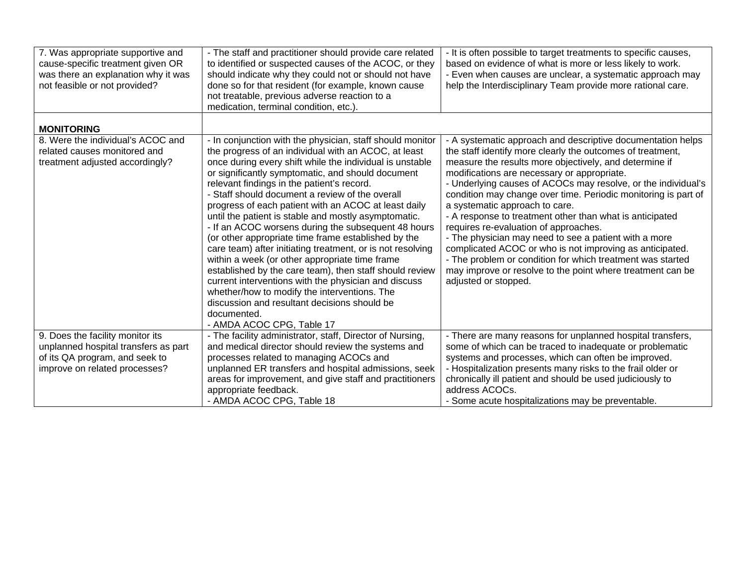| | | |
|---|---|---|
| 7. Was appropriate supportive and cause-specific treatment given OR was there an explanation why it was not feasible or not provided? | - The staff and practitioner should provide care related to identified or suspected causes of the ACOC, or they should indicate why they could not or should not have done so for that resident (for example, known cause not treatable, previous adverse reaction to a medication, terminal condition, etc.). | - It is often possible to target treatments to specific causes, based on evidence of what is more or less likely to work.<br>- Even when causes are unclear, a systematic approach may help the Interdisciplinary Team provide more rational care. |
| **MONITORING** | | |
| 8. Were the individual's ACOC and related causes monitored and treatment adjusted accordingly? | - In conjunction with the physician, staff should monitor the progress of an individual with an ACOC, at least once during every shift while the individual is unstable or significantly symptomatic, and should document relevant findings in the patient's record.<br>- Staff should document a review of the overall progress of each patient with an ACOC at least daily until the patient is stable and mostly asymptomatic.<br>- If an ACOC worsens during the subsequent 48 hours (or other appropriate time frame established by the care team) after initiating treatment, or is not resolving within a week (or other appropriate time frame established by the care team), then staff should review current interventions with the physician and discuss whether/how to modify the interventions. The discussion and resultant decisions should be documented.<br>- AMDA ACOC CPG, Table 17 | - A systematic approach and descriptive documentation helps the staff identify more clearly the outcomes of treatment, measure the results more objectively, and determine if modifications are necessary or appropriate.<br>- Underlying causes of ACOCs may resolve, or the individual's condition may change over time. Periodic monitoring is part of a systematic approach to care.<br>- A response to treatment other than what is anticipated requires re-evaluation of approaches.<br>- The physician may need to see a patient with a more complicated ACOC or who is not improving as anticipated.<br>- The problem or condition for which treatment was started may improve or resolve to the point where treatment can be adjusted or stopped. |
| 9. Does the facility monitor its unplanned hospital transfers as part of its QA program, and seek to improve on related processes? | - The facility administrator, staff, Director of Nursing, and medical director should review the systems and processes related to managing ACOCs and unplanned ER transfers and hospital admissions, seek areas for improvement, and give staff and practitioners appropriate feedback.<br>- AMDA ACOC CPG, Table 18 | - There are many reasons for unplanned hospital transfers, some of which can be traced to inadequate or problematic systems and processes, which can often be improved.<br>- Hospitalization presents many risks to the frail older or chronically ill patient and should be used judiciously to address ACOCs.<br>- Some acute hospitalizations may be preventable. |